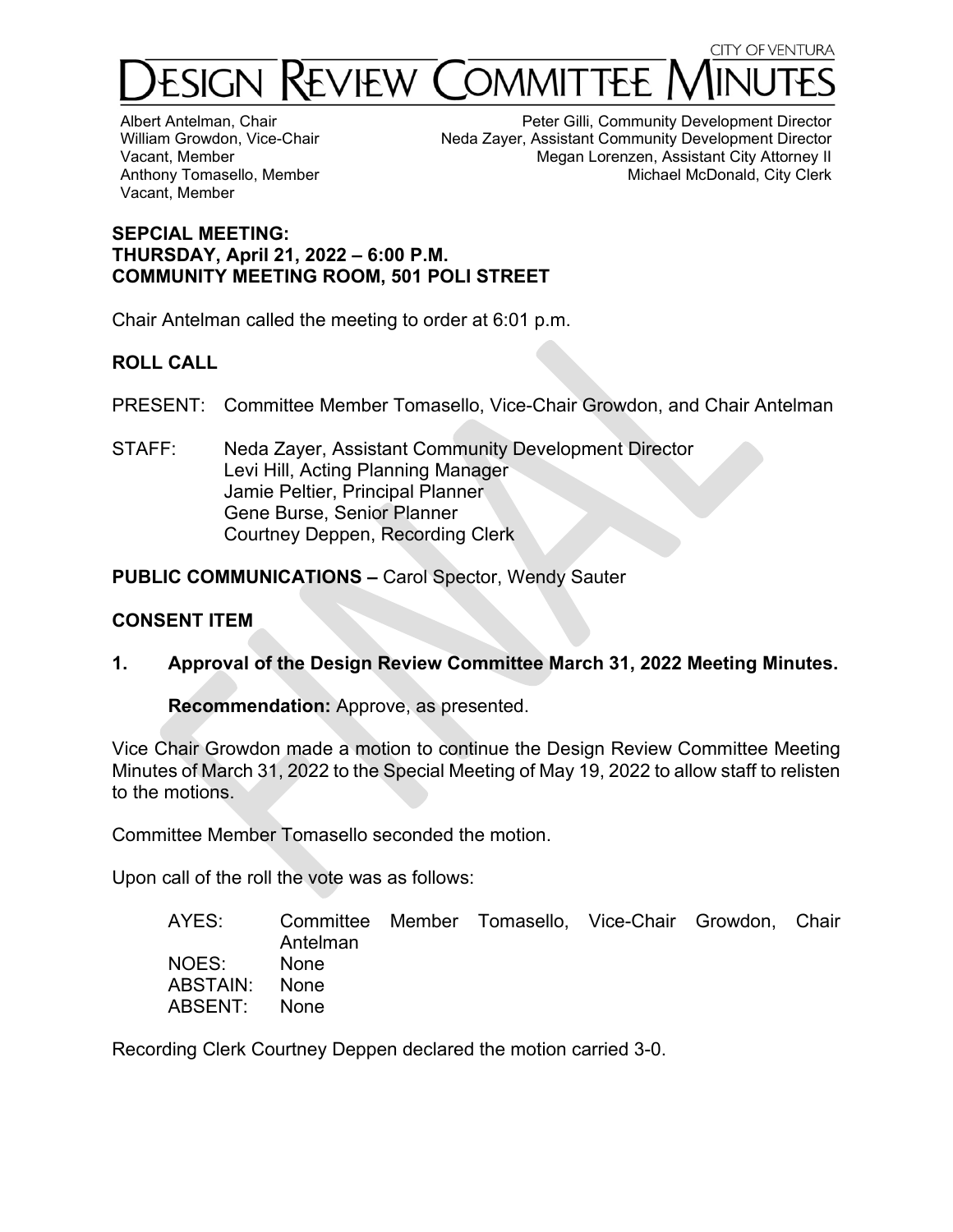CITY OF VENTURA

# DESIGN REVIEW COMMITTEE MINUTES

Albert Antelman, Chair
William Growdon, Vice-Chair
Vacant, Member
Anthony Tomasello, Member
Vacant, Member

Peter Gilli, Community Development Director
Neda Zayer, Assistant Community Development Director
Megan Lorenzen, Assistant City Attorney II
Michael McDonald, City Clerk

**SEPCIAL MEETING:**
**THURSDAY, April 21, 2022 – 6:00 P.M.**
**COMMUNITY MEETING ROOM, 501 POLI STREET**

Chair Antelman called the meeting to order at 6:01 p.m.

## ROLL CALL

PRESENT: Committee Member Tomasello, Vice-Chair Growdon, and Chair Antelman

STAFF: Neda Zayer, Assistant Community Development Director
Levi Hill, Acting Planning Manager
Jamie Peltier, Principal Planner
Gene Burse, Senior Planner
Courtney Deppen, Recording Clerk

**PUBLIC COMMUNICATIONS –** Carol Spector, Wendy Sauter

## CONSENT ITEM

**1. Approval of the Design Review Committee March 31, 2022 Meeting Minutes.**

**Recommendation:** Approve, as presented.

Vice Chair Growdon made a motion to continue the Design Review Committee Meeting Minutes of March 31, 2022 to the Special Meeting of May 19, 2022 to allow staff to relisten to the motions.

Committee Member Tomasello seconded the motion.

Upon call of the roll the vote was as follows:

AYES: Committee Member Tomasello, Vice-Chair Growdon, Chair Antelman
NOES: None
ABSTAIN: None
ABSENT: None

Recording Clerk Courtney Deppen declared the motion carried 3-0.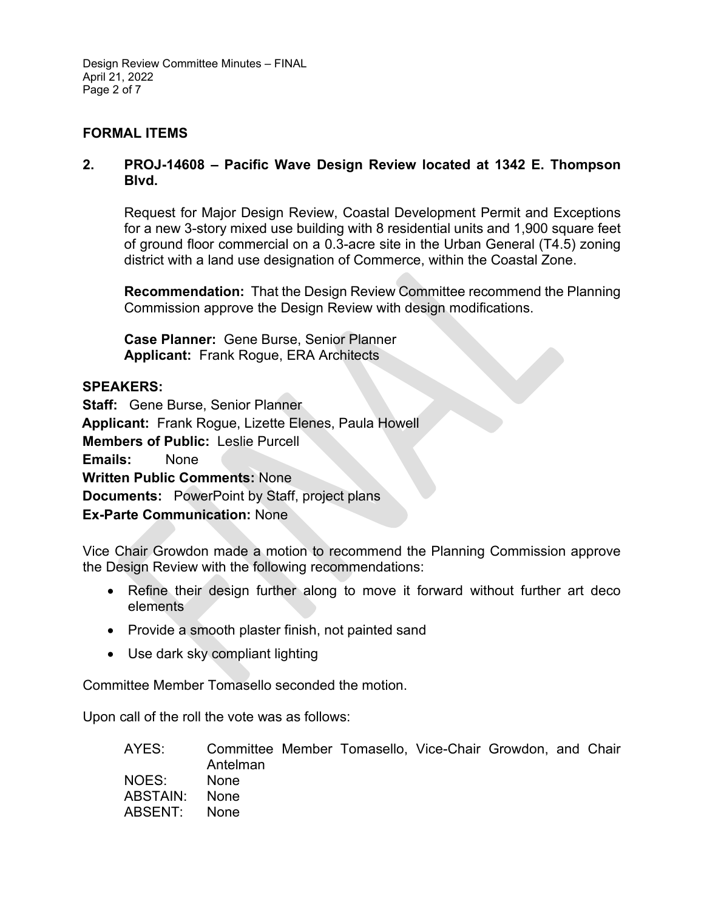## FORMAL ITEMS

### 2. PROJ-14608 – Pacific Wave Design Review located at 1342 E. Thompson Blvd.

Request for Major Design Review, Coastal Development Permit and Exceptions for a new 3-story mixed use building with 8 residential units and 1,900 square feet of ground floor commercial on a 0.3-acre site in the Urban General (T4.5) zoning district with a land use designation of Commerce, within the Coastal Zone.

**Recommendation:** That the Design Review Committee recommend the Planning Commission approve the Design Review with design modifications.

**Case Planner:** Gene Burse, Senior Planner
**Applicant:** Frank Rogue, ERA Architects

**SPEAKERS:**
**Staff:** Gene Burse, Senior Planner
**Applicant:** Frank Rogue, Lizette Elenes, Paula Howell
**Members of Public:** Leslie Purcell
**Emails:** None
**Written Public Comments:** None
**Documents:** PowerPoint by Staff, project plans
**Ex-Parte Communication:** None

Vice Chair Growdon made a motion to recommend the Planning Commission approve the Design Review with the following recommendations:

- Refine their design further along to move it forward without further art deco elements
- Provide a smooth plaster finish, not painted sand
- Use dark sky compliant lighting

Committee Member Tomasello seconded the motion.

Upon call of the roll the vote was as follows:

AYES: Committee Member Tomasello, Vice-Chair Growdon, and Chair Antelman
NOES: None
ABSTAIN: None
ABSENT: None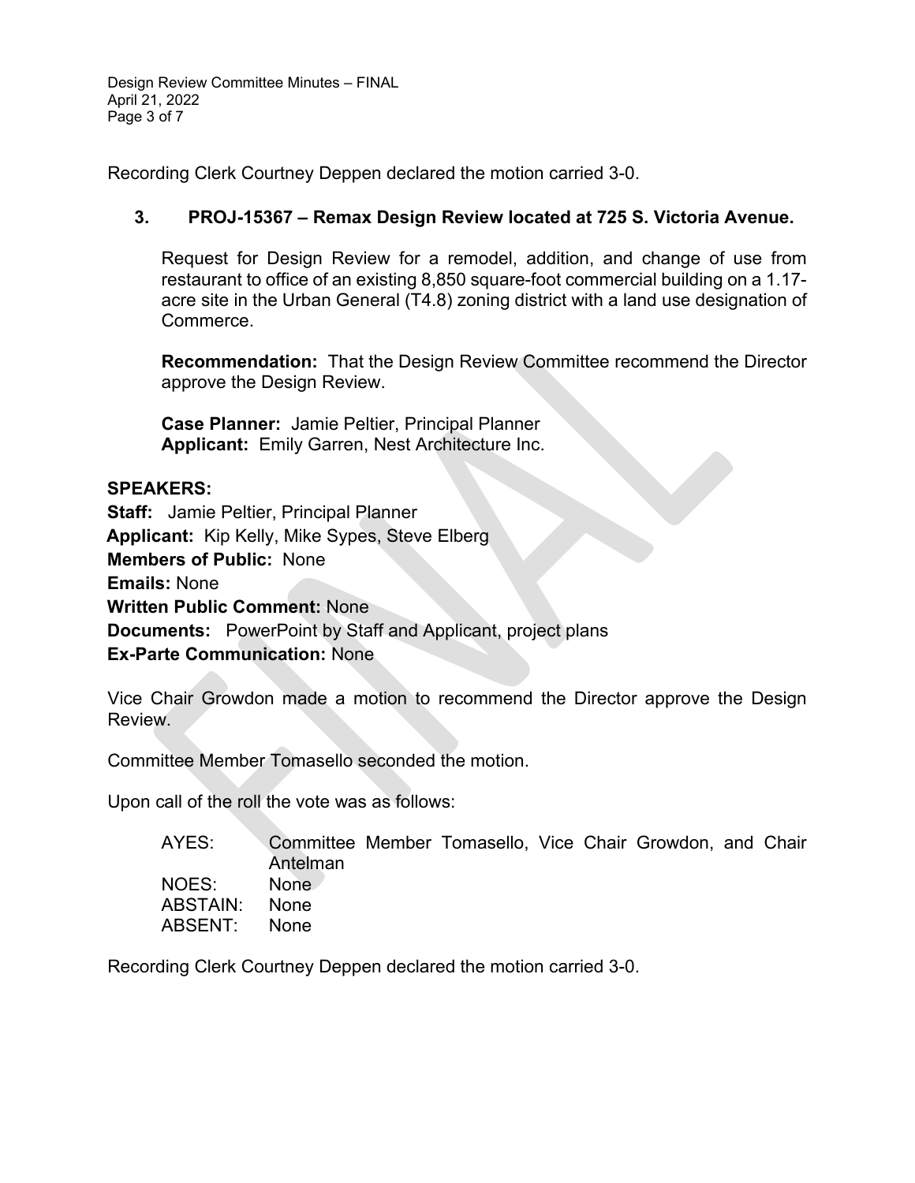Recording Clerk Courtney Deppen declared the motion carried 3-0.

### 3. PROJ-15367 – Remax Design Review located at 725 S. Victoria Avenue.

Request for Design Review for a remodel, addition, and change of use from restaurant to office of an existing 8,850 square-foot commercial building on a 1.17-acre site in the Urban General (T4.8) zoning district with a land use designation of Commerce.

**Recommendation:** That the Design Review Committee recommend the Director approve the Design Review.

**Case Planner:** Jamie Peltier, Principal Planner
**Applicant:** Emily Garren, Nest Architecture Inc.

**SPEAKERS:**
**Staff:** Jamie Peltier, Principal Planner
**Applicant:** Kip Kelly, Mike Sypes, Steve Elberg
**Members of Public:** None
**Emails:** None
**Written Public Comment:** None
**Documents:** PowerPoint by Staff and Applicant, project plans
**Ex-Parte Communication:** None

Vice Chair Growdon made a motion to recommend the Director approve the Design Review.

Committee Member Tomasello seconded the motion.

Upon call of the roll the vote was as follows:

| | |
|---|---|
| AYES: | Committee Member Tomasello, Vice Chair Growdon, and Chair Antelman |
| NOES: | None |
| ABSTAIN: | None |
| ABSENT: | None |

Recording Clerk Courtney Deppen declared the motion carried 3-0.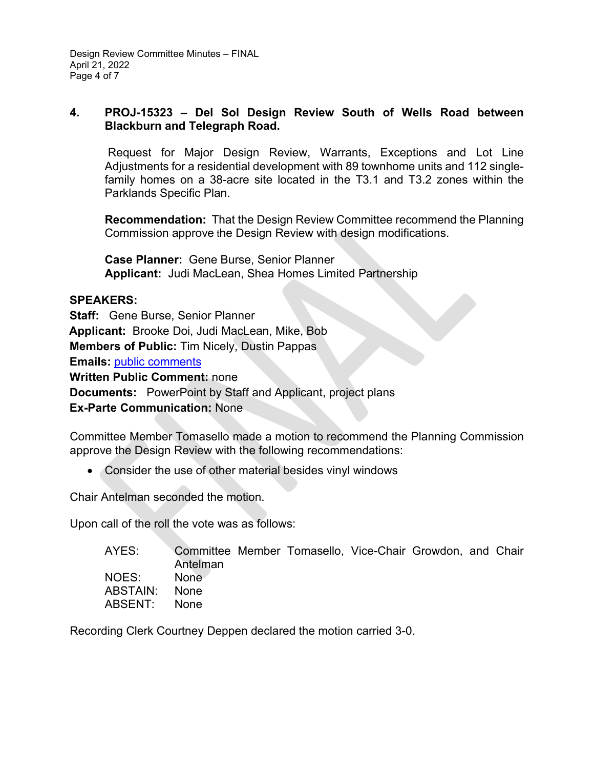**4. PROJ-15323 – Del Sol Design Review South of Wells Road between Blackburn and Telegraph Road.**

Request for Major Design Review, Warrants, Exceptions and Lot Line Adjustments for a residential development with 89 townhome units and 112 single-family homes on a 38-acre site located in the T3.1 and T3.2 zones within the Parklands Specific Plan.

**Recommendation:** That the Design Review Committee recommend the Planning Commission approve the Design Review with design modifications.

**Case Planner:** Gene Burse, Senior Planner
**Applicant:** Judi MacLean, Shea Homes Limited Partnership

**SPEAKERS:**
**Staff:** Gene Burse, Senior Planner
**Applicant:** Brooke Doi, Judi MacLean, Mike, Bob
**Members of Public:** Tim Nicely, Dustin Pappas
**Emails:** public comments
**Written Public Comment:** none
**Documents:** PowerPoint by Staff and Applicant, project plans
**Ex-Parte Communication:** None

Committee Member Tomasello made a motion to recommend the Planning Commission approve the Design Review with the following recommendations:

- Consider the use of other material besides vinyl windows

Chair Antelman seconded the motion.

Upon call of the roll the vote was as follows:

| | |
|---|---|
| AYES: | Committee Member Tomasello, Vice-Chair Growdon, and Chair Antelman |
| NOES: | None |
| ABSTAIN: | None |
| ABSENT: | None |

Recording Clerk Courtney Deppen declared the motion carried 3-0.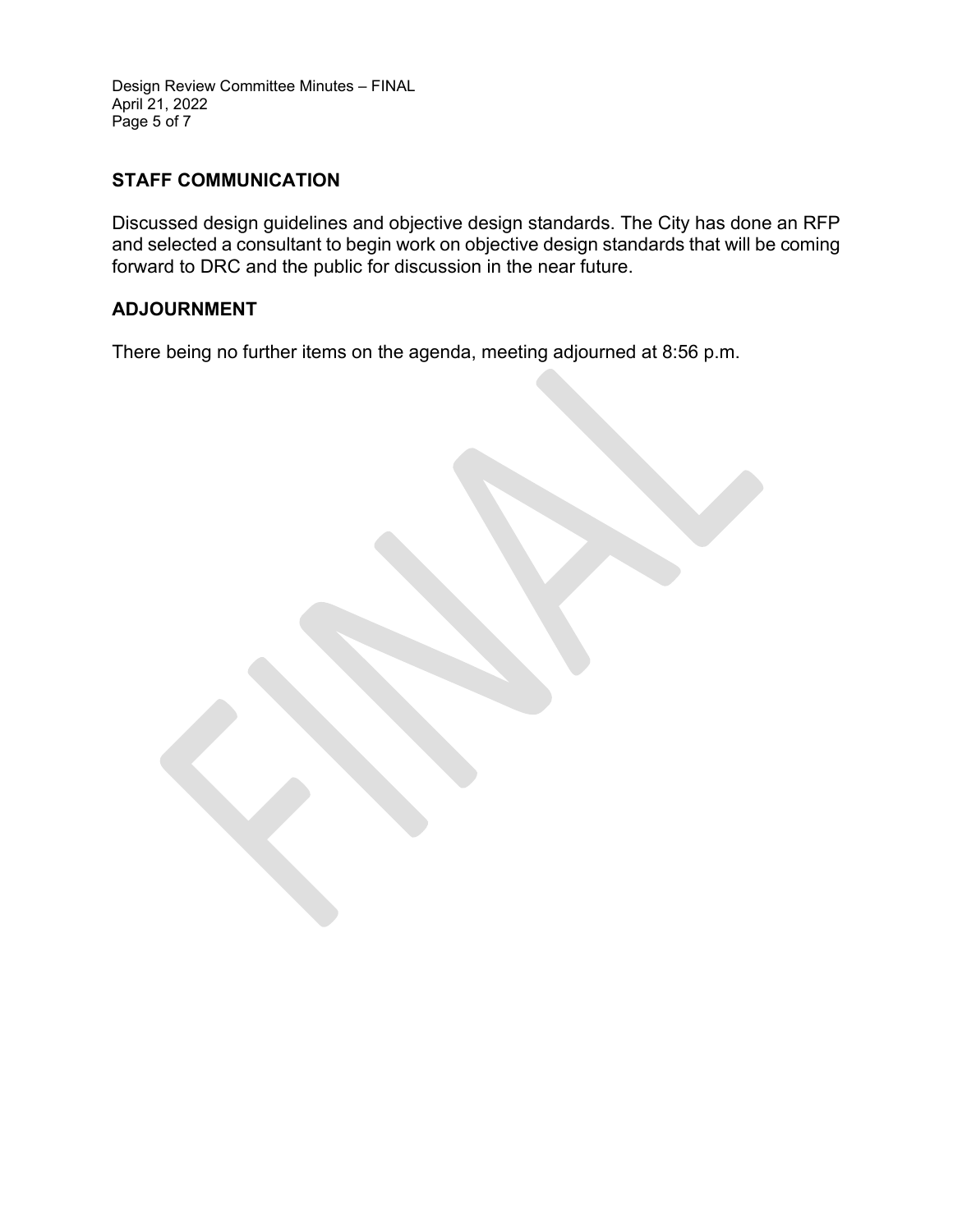## STAFF COMMUNICATION

Discussed design guidelines and objective design standards. The City has done an RFP and selected a consultant to begin work on objective design standards that will be coming forward to DRC and the public for discussion in the near future.

## ADJOURNMENT

There being no further items on the agenda, meeting adjourned at 8:56 p.m.